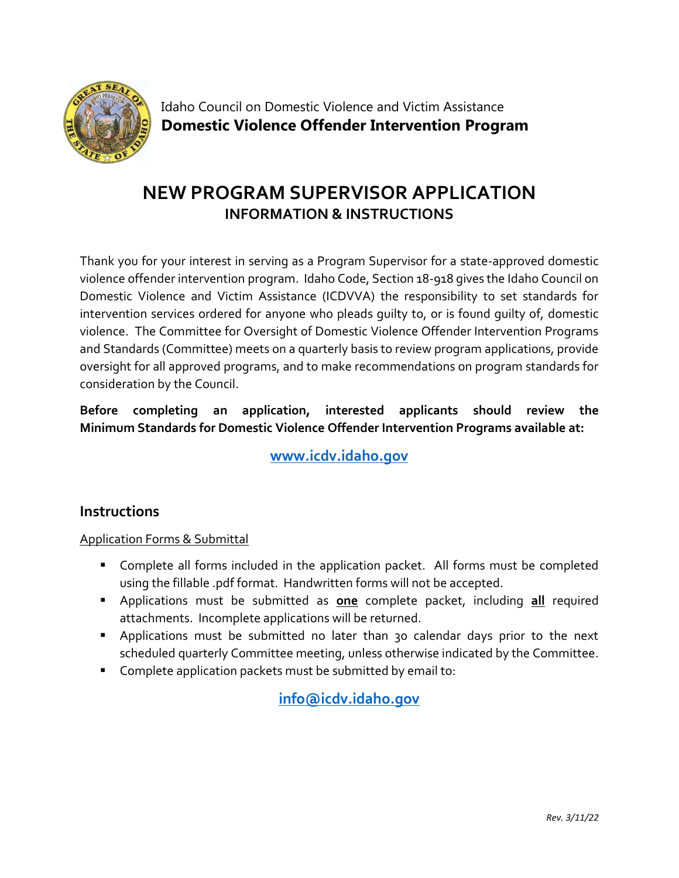Idaho Council on Domestic Violence and Victim Assistance
**Domestic Violence Offender Intervention Program**

# NEW PROGRAM SUPERVISOR APPLICATION

## INFORMATION & INSTRUCTIONS

Thank you for your interest in serving as a Program Supervisor for a state-approved domestic violence offender intervention program. Idaho Code, Section 18-918 gives the Idaho Council on Domestic Violence and Victim Assistance (ICDVVA) the responsibility to set standards for intervention services ordered for anyone who pleads guilty to, or is found guilty of, domestic violence. The Committee for Oversight of Domestic Violence Offender Intervention Programs and Standards (Committee) meets on a quarterly basis to review program applications, provide oversight for all approved programs, and to make recommendations on program standards for consideration by the Council.

**Before completing an application, interested applicants should review the Minimum Standards for Domestic Violence Offender Intervention Programs available at:**

**[www.icdv.idaho.gov](www.icdv.idaho.gov)**

## Instructions

Application Forms & Submittal

- Complete all forms included in the application packet. All forms must be completed using the fillable .pdf format. Handwritten forms will not be accepted.
- Applications must be submitted as **one** complete packet, including **all** required attachments. Incomplete applications will be returned.
- Applications must be submitted no later than 30 calendar days prior to the next scheduled quarterly Committee meeting, unless otherwise indicated by the Committee.
- Complete application packets must be submitted by email to:

**[info@icdv.idaho.gov](mailto:info@icdv.idaho.gov)**

*Rev. 3/11/22*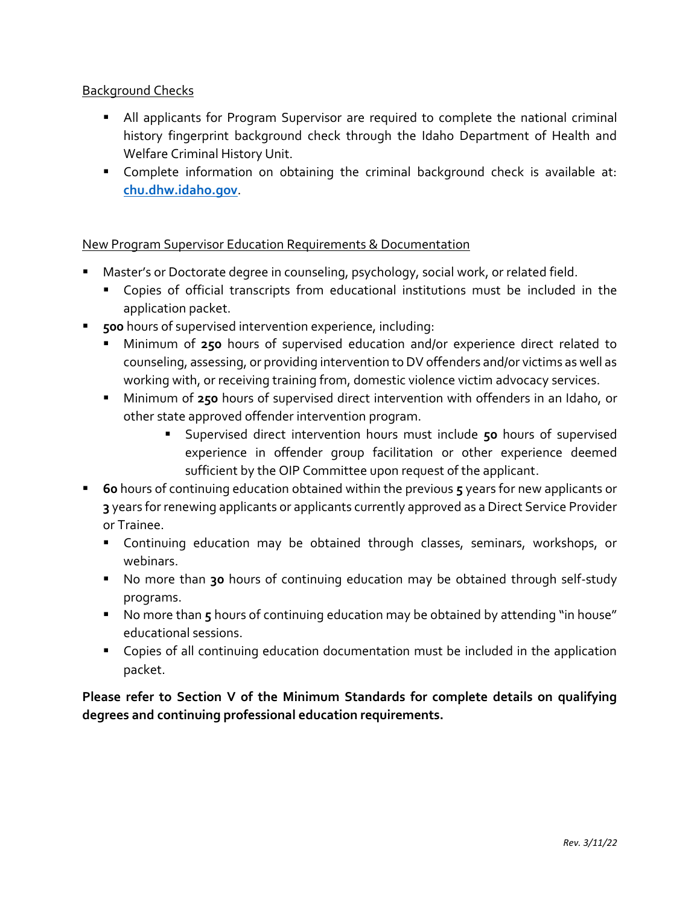<u>Background Checks</u>

- All applicants for Program Supervisor are required to complete the national criminal history fingerprint background check through the Idaho Department of Health and Welfare Criminal History Unit.
- Complete information on obtaining the criminal background check is available at: **chu.dhw.idaho.gov**.

<u>New Program Supervisor Education Requirements & Documentation</u>

- Master's or Doctorate degree in counseling, psychology, social work, or related field.
  - Copies of official transcripts from educational institutions must be included in the application packet.
- **500** hours of supervised intervention experience, including:
  - Minimum of **250** hours of supervised education and/or experience direct related to counseling, assessing, or providing intervention to DV offenders and/or victims as well as working with, or receiving training from, domestic violence victim advocacy services.
  - Minimum of **250** hours of supervised direct intervention with offenders in an Idaho, or other state approved offender intervention program.
    - Supervised direct intervention hours must include **50** hours of supervised experience in offender group facilitation or other experience deemed sufficient by the OIP Committee upon request of the applicant.
- **60** hours of continuing education obtained within the previous **5** years for new applicants or **3** years for renewing applicants or applicants currently approved as a Direct Service Provider or Trainee.
  - Continuing education may be obtained through classes, seminars, workshops, or webinars.
  - No more than **30** hours of continuing education may be obtained through self-study programs.
  - No more than **5** hours of continuing education may be obtained by attending "in house" educational sessions.
  - Copies of all continuing education documentation must be included in the application packet.

**Please refer to Section V of the Minimum Standards for complete details on qualifying degrees and continuing professional education requirements.**

*Rev. 3/11/22*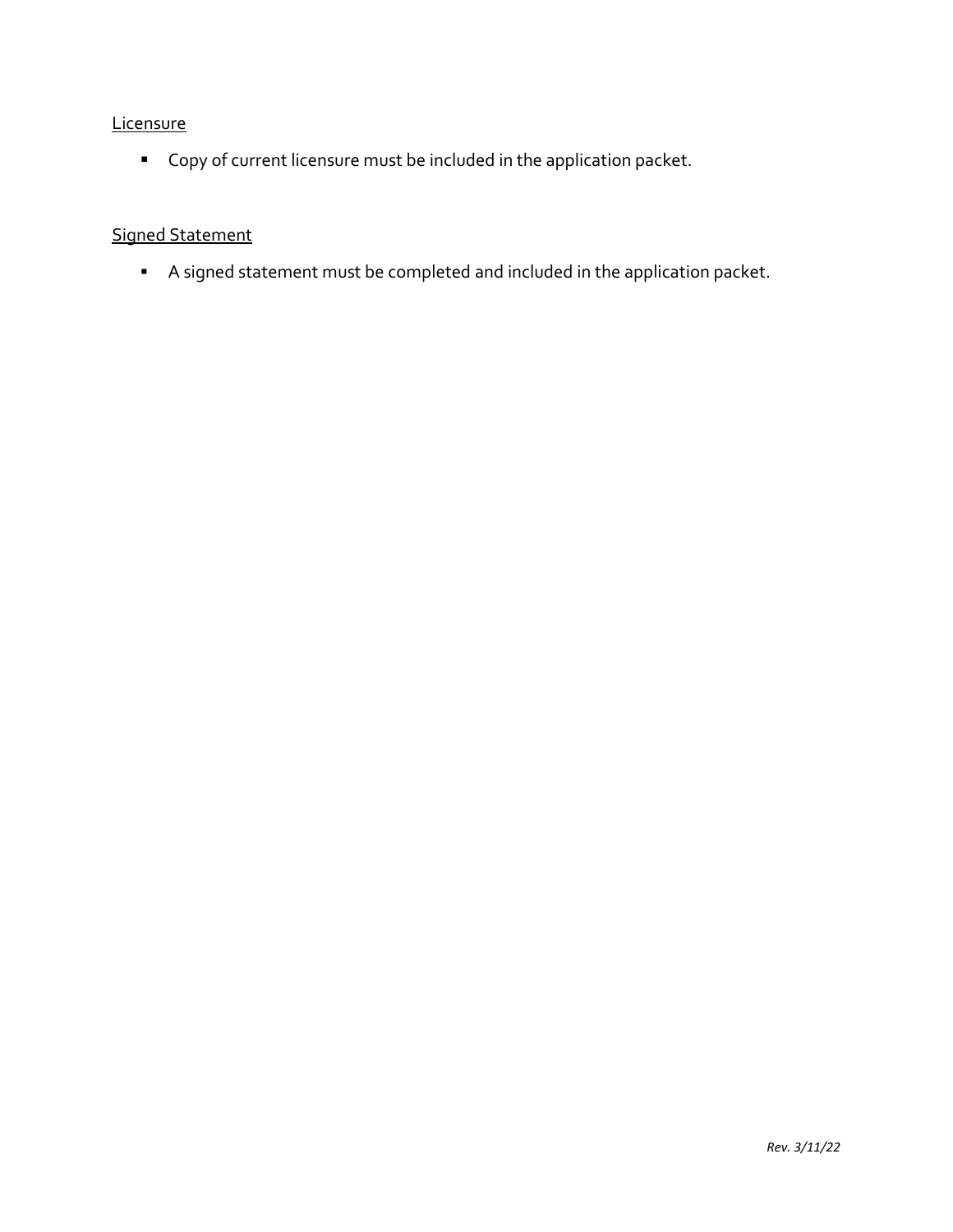Licensure

- Copy of current licensure must be included in the application packet.

Signed Statement

- A signed statement must be completed and included in the application packet.

*Rev. 3/11/22*